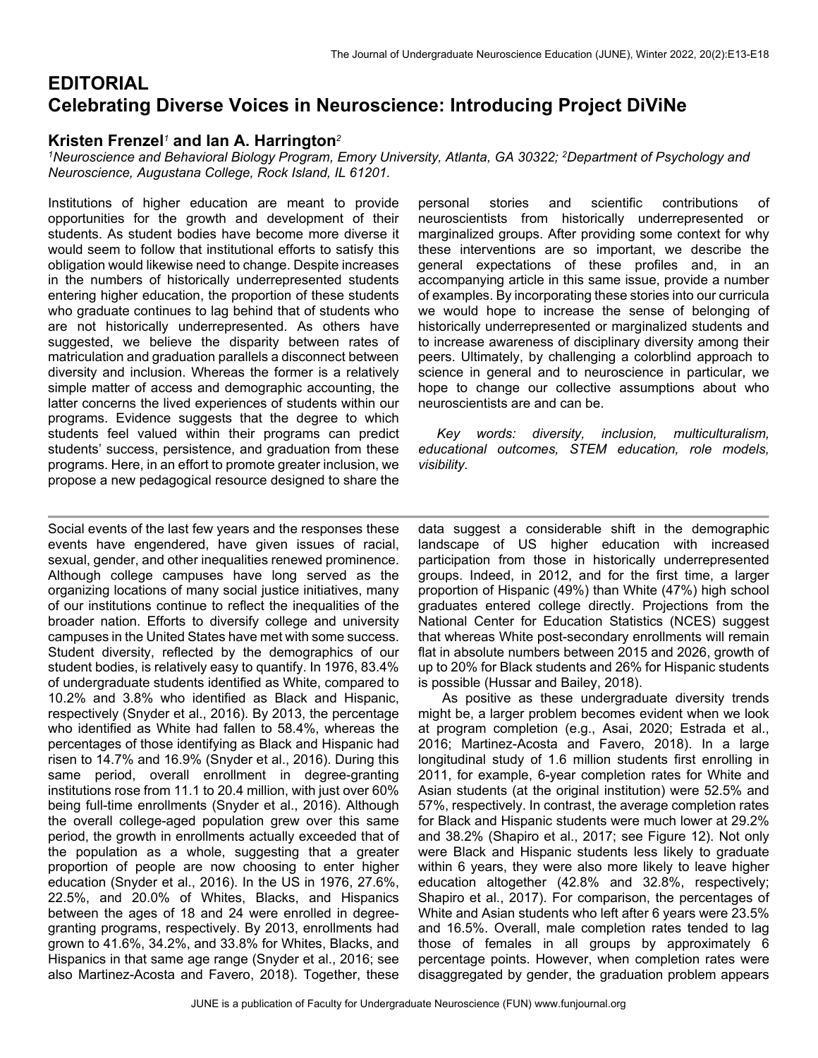# EDITORIAL
# Celebrating Diverse Voices in Neuroscience: Introducing Project DiViNe

**Kristen Frenzel[1] and Ian A. Harrington[2]**

[1]*Neuroscience and Behavioral Biology Program, Emory University, Atlanta, GA 30322;* [2]*Department of Psychology and Neuroscience, Augustana College, Rock Island, IL 61201.*

Institutions of higher education are meant to provide opportunities for the growth and development of their students. As student bodies have become more diverse it would seem to follow that institutional efforts to satisfy this obligation would likewise need to change. Despite increases in the numbers of historically underrepresented students entering higher education, the proportion of these students who graduate continues to lag behind that of students who are not historically underrepresented. As others have suggested, we believe the disparity between rates of matriculation and graduation parallels a disconnect between diversity and inclusion. Whereas the former is a relatively simple matter of access and demographic accounting, the latter concerns the lived experiences of students within our programs. Evidence suggests that the degree to which students feel valued within their programs can predict students' success, persistence, and graduation from these programs. Here, in an effort to promote greater inclusion, we propose a new pedagogical resource designed to share the personal stories and scientific contributions of neuroscientists from historically underrepresented or marginalized groups. After providing some context for why these interventions are so important, we describe the general expectations of these profiles and, in an accompanying article in this same issue, provide a number of examples. By incorporating these stories into our curricula we would hope to increase the sense of belonging of historically underrepresented or marginalized students and to increase awareness of disciplinary diversity among their peers. Ultimately, by challenging a colorblind approach to science in general and to neuroscience in particular, we hope to change our collective assumptions about who neuroscientists are and can be.

*Key words: diversity, inclusion, multiculturalism, educational outcomes, STEM education, role models, visibility.*

---

Social events of the last few years and the responses these events have engendered, have given issues of racial, sexual, gender, and other inequalities renewed prominence. Although college campuses have long served as the organizing locations of many social justice initiatives, many of our institutions continue to reflect the inequalities of the broader nation. Efforts to diversify college and university campuses in the United States have met with some success. Student diversity, reflected by the demographics of our student bodies, is relatively easy to quantify. In 1976, 83.4% of undergraduate students identified as White, compared to 10.2% and 3.8% who identified as Black and Hispanic, respectively (Snyder et al., 2016). By 2013, the percentage who identified as White had fallen to 58.4%, whereas the percentages of those identifying as Black and Hispanic had risen to 14.7% and 16.9% (Snyder et al., 2016). During this same period, overall enrollment in degree-granting institutions rose from 11.1 to 20.4 million, with just over 60% being full-time enrollments (Snyder et al., 2016). Although the overall college-aged population grew over this same period, the growth in enrollments actually exceeded that of the population as a whole, suggesting that a greater proportion of people are now choosing to enter higher education (Snyder et al., 2016). In the US in 1976, 27.6%, 22.5%, and 20.0% of Whites, Blacks, and Hispanics between the ages of 18 and 24 were enrolled in degree-granting programs, respectively. By 2013, enrollments had grown to 41.6%, 34.2%, and 33.8% for Whites, Blacks, and Hispanics in that same age range (Snyder et al., 2016; see also Martinez-Acosta and Favero, 2018). Together, these data suggest a considerable shift in the demographic landscape of US higher education with increased participation from those in historically underrepresented groups. Indeed, in 2012, and for the first time, a larger proportion of Hispanic (49%) than White (47%) high school graduates entered college directly. Projections from the National Center for Education Statistics (NCES) suggest that whereas White post-secondary enrollments will remain flat in absolute numbers between 2015 and 2026, growth of up to 20% for Black students and 26% for Hispanic students is possible (Hussar and Bailey, 2018).

As positive as these undergraduate diversity trends might be, a larger problem becomes evident when we look at program completion (e.g., Asai, 2020; Estrada et al., 2016; Martinez-Acosta and Favero, 2018). In a large longitudinal study of 1.6 million students first enrolling in 2011, for example, 6-year completion rates for White and Asian students (at the original institution) were 52.5% and 57%, respectively. In contrast, the average completion rates for Black and Hispanic students were much lower at 29.2% and 38.2% (Shapiro et al., 2017; see Figure 12). Not only were Black and Hispanic students less likely to graduate within 6 years, they were also more likely to leave higher education altogether (42.8% and 32.8%, respectively; Shapiro et al., 2017). For comparison, the percentages of White and Asian students who left after 6 years were 23.5% and 16.5%. Overall, male completion rates tended to lag those of females in all groups by approximately 6 percentage points. However, when completion rates were disaggregated by gender, the graduation problem appears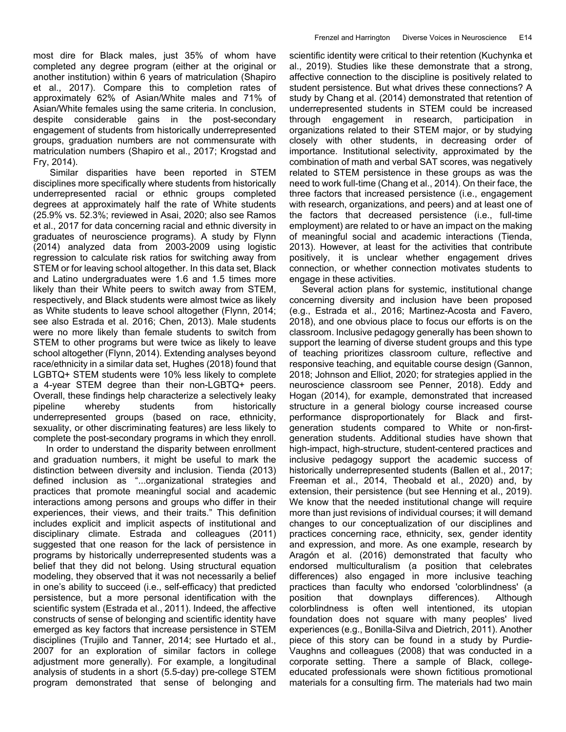most dire for Black males, just 35% of whom have completed any degree program (either at the original or another institution) within 6 years of matriculation (Shapiro et al., 2017). Compare this to completion rates of approximately 62% of Asian/White males and 71% of Asian/White females using the same criteria. In conclusion, despite considerable gains in the post-secondary engagement of students from historically underrepresented groups, graduation numbers are not commensurate with matriculation numbers (Shapiro et al., 2017; Krogstad and Fry, 2014).

Similar disparities have been reported in STEM disciplines more specifically where students from historically underrepresented racial or ethnic groups completed degrees at approximately half the rate of White students (25.9% vs. 52.3%; reviewed in Asai, 2020; also see Ramos et al., 2017 for data concerning racial and ethnic diversity in graduates of neuroscience programs). A study by Flynn (2014) analyzed data from 2003-2009 using logistic regression to calculate risk ratios for switching away from STEM or for leaving school altogether. In this data set, Black and Latino undergraduates were 1.6 and 1.5 times more likely than their White peers to switch away from STEM, respectively, and Black students were almost twice as likely as White students to leave school altogether (Flynn, 2014; see also Estrada et al. 2016; Chen, 2013). Male students were no more likely than female students to switch from STEM to other programs but were twice as likely to leave school altogether (Flynn, 2014). Extending analyses beyond race/ethnicity in a similar data set, Hughes (2018) found that LGBTQ+ STEM students were 10% less likely to complete a 4-year STEM degree than their non-LGBTQ+ peers. Overall, these findings help characterize a selectively leaky pipeline whereby students from historically underrepresented groups (based on race, ethnicity, sexuality, or other discriminating features) are less likely to complete the post-secondary programs in which they enroll.

In order to understand the disparity between enrollment and graduation numbers, it might be useful to mark the distinction between diversity and inclusion. Tienda (2013) defined inclusion as "...organizational strategies and practices that promote meaningful social and academic interactions among persons and groups who differ in their experiences, their views, and their traits." This definition includes explicit and implicit aspects of institutional and disciplinary climate. Estrada and colleagues (2011) suggested that one reason for the lack of persistence in programs by historically underrepresented students was a belief that they did not belong. Using structural equation modeling, they observed that it was not necessarily a belief in one's ability to succeed (i.e., self-efficacy) that predicted persistence, but a more personal identification with the scientific system (Estrada et al., 2011). Indeed, the affective constructs of sense of belonging and scientific identity have emerged as key factors that increase persistence in STEM disciplines (Trujilo and Tanner, 2014; see Hurtado et al., 2007 for an exploration of similar factors in college adjustment more generally). For example, a longitudinal analysis of students in a short (5.5-day) pre-college STEM program demonstrated that sense of belonging and scientific identity were critical to their retention (Kuchynka et al., 2019). Studies like these demonstrate that a strong, affective connection to the discipline is positively related to student persistence. But what drives these connections? A study by Chang et al. (2014) demonstrated that retention of underrepresented students in STEM could be increased through engagement in research, participation in organizations related to their STEM major, or by studying closely with other students, in decreasing order of importance. Institutional selectivity, approximated by the combination of math and verbal SAT scores, was negatively related to STEM persistence in these groups as was the need to work full-time (Chang et al., 2014). On their face, the three factors that increased persistence (i.e., engagement with research, organizations, and peers) and at least one of the factors that decreased persistence (i.e., full-time employment) are related to or have an impact on the making of meaningful social and academic interactions (Tienda, 2013). However, at least for the activities that contribute positively, it is unclear whether engagement drives connection, or whether connection motivates students to engage in these activities.

Several action plans for systemic, institutional change concerning diversity and inclusion have been proposed (e.g., Estrada et al., 2016; Martinez-Acosta and Favero, 2018), and one obvious place to focus our efforts is on the classroom. Inclusive pedagogy generally has been shown to support the learning of diverse student groups and this type of teaching prioritizes classroom culture, reflective and responsive teaching, and equitable course design (Gannon, 2018; Johnson and Elliot, 2020; for strategies applied in the neuroscience classroom see Penner, 2018). Eddy and Hogan (2014), for example, demonstrated that increased structure in a general biology course increased course performance disproportionately for Black and first-generation students compared to White or non-first-generation students. Additional studies have shown that high-impact, high-structure, student-centered practices and inclusive pedagogy support the academic success of historically underrepresented students (Ballen et al., 2017; Freeman et al., 2014, Theobald et al., 2020) and, by extension, their persistence (but see Henning et al., 2019). We know that the needed institutional change will require more than just revisions of individual courses; it will demand changes to our conceptualization of our disciplines and practices concerning race, ethnicity, sex, gender identity and expression, and more. As one example, research by Aragón et al. (2016) demonstrated that faculty who endorsed multiculturalism (a position that celebrates differences) also engaged in more inclusive teaching practices than faculty who endorsed 'colorblindness' (a position that downplays differences). Although colorblindness is often well intentioned, its utopian foundation does not square with many peoples' lived experiences (e.g., Bonilla-Silva and Dietrich, 2011). Another piece of this story can be found in a study by Purdie-Vaughns and colleagues (2008) that was conducted in a corporate setting. There a sample of Black, college-educated professionals were shown fictitious promotional materials for a consulting firm. The materials had two main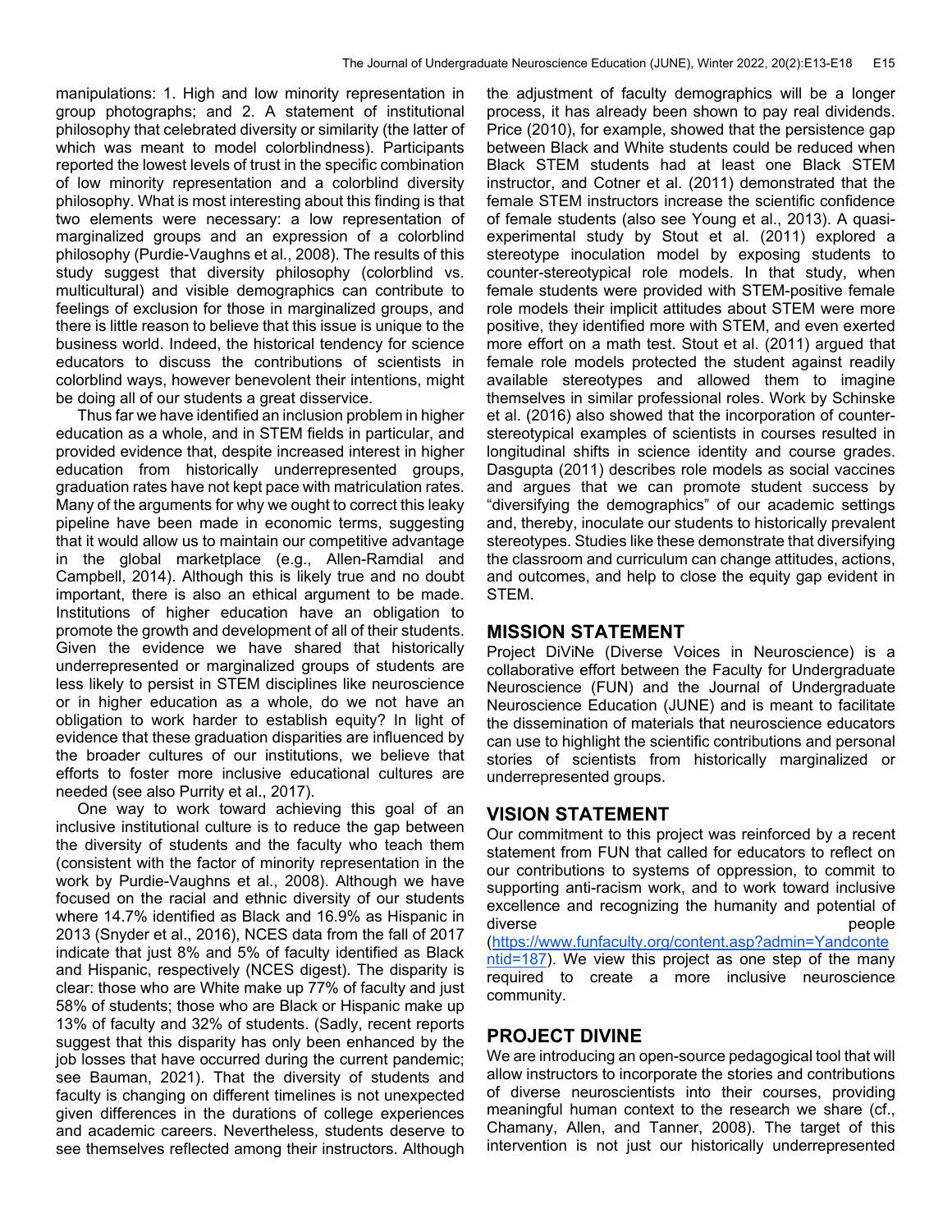manipulations: 1. High and low minority representation in group photographs; and 2. A statement of institutional philosophy that celebrated diversity or similarity (the latter of which was meant to model colorblindness). Participants reported the lowest levels of trust in the specific combination of low minority representation and a colorblind diversity philosophy. What is most interesting about this finding is that two elements were necessary: a low representation of marginalized groups and an expression of a colorblind philosophy (Purdie-Vaughns et al., 2008). The results of this study suggest that diversity philosophy (colorblind vs. multicultural) and visible demographics can contribute to feelings of exclusion for those in marginalized groups, and there is little reason to believe that this issue is unique to the business world. Indeed, the historical tendency for science educators to discuss the contributions of scientists in colorblind ways, however benevolent their intentions, might be doing all of our students a great disservice.

Thus far we have identified an inclusion problem in higher education as a whole, and in STEM fields in particular, and provided evidence that, despite increased interest in higher education from historically underrepresented groups, graduation rates have not kept pace with matriculation rates. Many of the arguments for why we ought to correct this leaky pipeline have been made in economic terms, suggesting that it would allow us to maintain our competitive advantage in the global marketplace (e.g., Allen-Ramdial and Campbell, 2014). Although this is likely true and no doubt important, there is also an ethical argument to be made. Institutions of higher education have an obligation to promote the growth and development of all of their students. Given the evidence we have shared that historically underrepresented or marginalized groups of students are less likely to persist in STEM disciplines like neuroscience or in higher education as a whole, do we not have an obligation to work harder to establish equity? In light of evidence that these graduation disparities are influenced by the broader cultures of our institutions, we believe that efforts to foster more inclusive educational cultures are needed (see also Purrity et al., 2017).

One way to work toward achieving this goal of an inclusive institutional culture is to reduce the gap between the diversity of students and the faculty who teach them (consistent with the factor of minority representation in the work by Purdie-Vaughns et al., 2008). Although we have focused on the racial and ethnic diversity of our students where 14.7% identified as Black and 16.9% as Hispanic in 2013 (Snyder et al., 2016), NCES data from the fall of 2017 indicate that just 8% and 5% of faculty identified as Black and Hispanic, respectively (NCES digest). The disparity is clear: those who are White make up 77% of faculty and just 58% of students; those who are Black or Hispanic make up 13% of faculty and 32% of students. (Sadly, recent reports suggest that this disparity has only been enhanced by the job losses that have occurred during the current pandemic; see Bauman, 2021). That the diversity of students and faculty is changing on different timelines is not unexpected given differences in the durations of college experiences and academic careers. Nevertheless, students deserve to see themselves reflected among their instructors. Although the adjustment of faculty demographics will be a longer process, it has already been shown to pay real dividends. Price (2010), for example, showed that the persistence gap between Black and White students could be reduced when Black STEM students had at least one Black STEM instructor, and Cotner et al. (2011) demonstrated that the female STEM instructors increase the scientific confidence of female students (also see Young et al., 2013). A quasi-experimental study by Stout et al. (2011) explored a stereotype inoculation model by exposing students to counter-stereotypical role models. In that study, when female students were provided with STEM-positive female role models their implicit attitudes about STEM were more positive, they identified more with STEM, and even exerted more effort on a math test. Stout et al. (2011) argued that female role models protected the student against readily available stereotypes and allowed them to imagine themselves in similar professional roles. Work by Schinske et al. (2016) also showed that the incorporation of counter-stereotypical examples of scientists in courses resulted in longitudinal shifts in science identity and course grades. Dasgupta (2011) describes role models as social vaccines and argues that we can promote student success by "diversifying the demographics" of our academic settings and, thereby, inoculate our students to historically prevalent stereotypes. Studies like these demonstrate that diversifying the classroom and curriculum can change attitudes, actions, and outcomes, and help to close the equity gap evident in STEM.

## MISSION STATEMENT

Project DiViNe (Diverse Voices in Neuroscience) is a collaborative effort between the Faculty for Undergraduate Neuroscience (FUN) and the Journal of Undergraduate Neuroscience Education (JUNE) and is meant to facilitate the dissemination of materials that neuroscience educators can use to highlight the scientific contributions and personal stories of scientists from historically marginalized or underrepresented groups.

## VISION STATEMENT

Our commitment to this project was reinforced by a recent statement from FUN that called for educators to reflect on our contributions to systems of oppression, to commit to supporting anti-racism work, and to work toward inclusive excellence and recognizing the humanity and potential of diverse people (https://www.funfaculty.org/content.asp?admin=Yandcontentid=187). We view this project as one step of the many required to create a more inclusive neuroscience community.

## PROJECT DIVINE

We are introducing an open-source pedagogical tool that will allow instructors to incorporate the stories and contributions of diverse neuroscientists into their courses, providing meaningful human context to the research we share (cf., Chamany, Allen, and Tanner, 2008). The target of this intervention is not just our historically underrepresented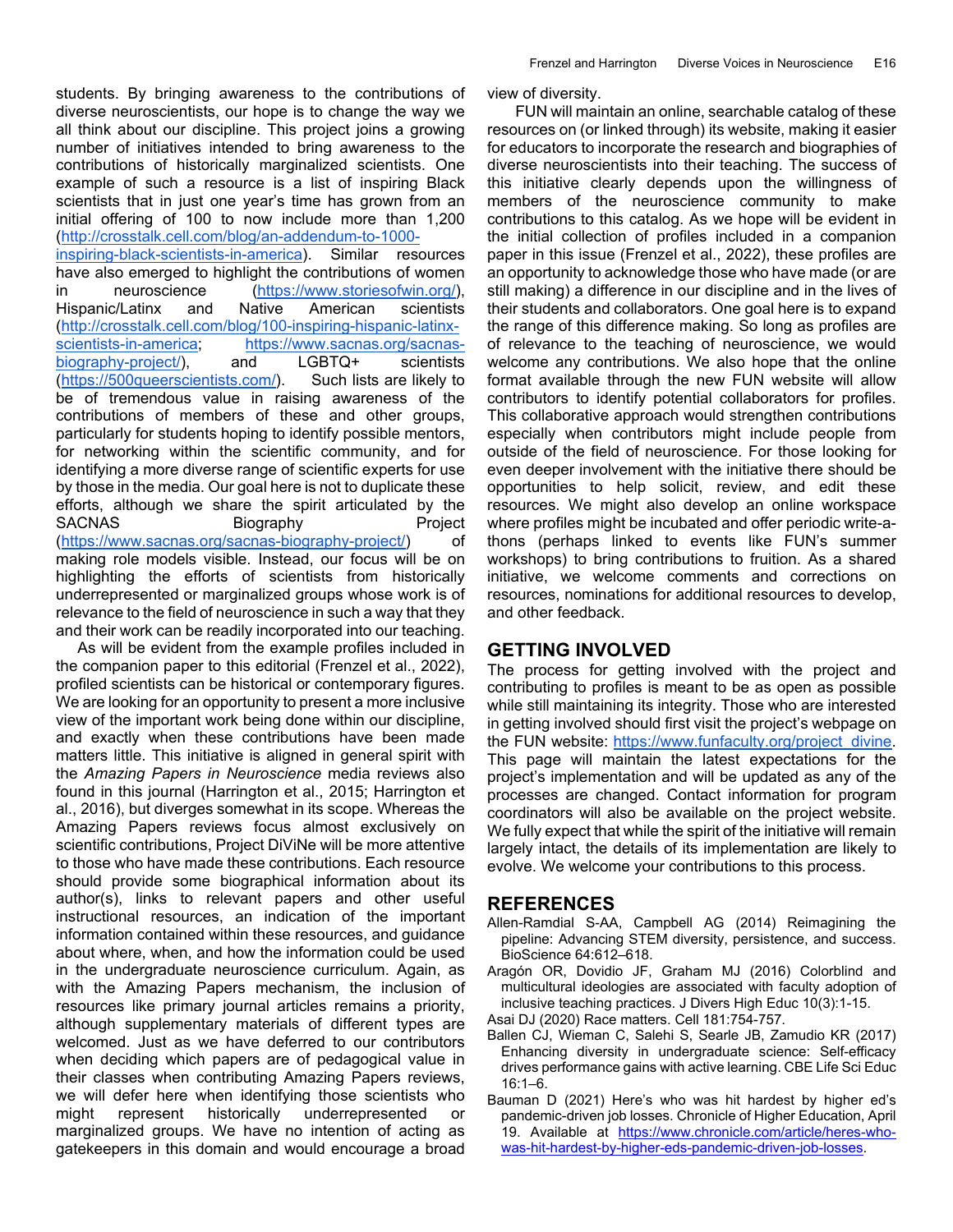students. By bringing awareness to the contributions of diverse neuroscientists, our hope is to change the way we all think about our discipline. This project joins a growing number of initiatives intended to bring awareness to the contributions of historically marginalized scientists. One example of such a resource is a list of inspiring Black scientists that in just one year's time has grown from an initial offering of 100 to now include more than 1,200 (http://crosstalk.cell.com/blog/an-addendum-to-1000-inspiring-black-scientists-in-america). Similar resources have also emerged to highlight the contributions of women in neuroscience (https://www.storiesofwin.org/), Hispanic/Latinx and Native American scientists (http://crosstalk.cell.com/blog/100-inspiring-hispanic-latinx-scientists-in-america; https://www.sacnas.org/sacnas-biography-project/), and LGBTQ+ scientists (https://500queerscientists.com/). Such lists are likely to be of tremendous value in raising awareness of the contributions of members of these and other groups, particularly for students hoping to identify possible mentors, for networking within the scientific community, and for identifying a more diverse range of scientific experts for use by those in the media. Our goal here is not to duplicate these efforts, although we share the spirit articulated by the SACNAS Biography Project (https://www.sacnas.org/sacnas-biography-project/) of making role models visible. Instead, our focus will be on highlighting the efforts of scientists from historically underrepresented or marginalized groups whose work is of relevance to the field of neuroscience in such a way that they and their work can be readily incorporated into our teaching.

As will be evident from the example profiles included in the companion paper to this editorial (Frenzel et al., 2022), profiled scientists can be historical or contemporary figures. We are looking for an opportunity to present a more inclusive view of the important work being done within our discipline, and exactly when these contributions have been made matters little. This initiative is aligned in general spirit with the *Amazing Papers in Neuroscience* media reviews also found in this journal (Harrington et al., 2015; Harrington et al., 2016), but diverges somewhat in its scope. Whereas the Amazing Papers reviews focus almost exclusively on scientific contributions, Project DiViNe will be more attentive to those who have made these contributions. Each resource should provide some biographical information about its author(s), links to relevant papers and other useful instructional resources, an indication of the important information contained within these resources, and guidance about where, when, and how the information could be used in the undergraduate neuroscience curriculum. Again, as with the Amazing Papers mechanism, the inclusion of resources like primary journal articles remains a priority, although supplementary materials of different types are welcomed. Just as we have deferred to our contributors when deciding which papers are of pedagogical value in their classes when contributing Amazing Papers reviews, we will defer here when identifying those scientists who might represent historically underrepresented or marginalized groups. We have no intention of acting as gatekeepers in this domain and would encourage a broad view of diversity.

FUN will maintain an online, searchable catalog of these resources on (or linked through) its website, making it easier for educators to incorporate the research and biographies of diverse neuroscientists into their teaching. The success of this initiative clearly depends upon the willingness of members of the neuroscience community to make contributions to this catalog. As we hope will be evident in the initial collection of profiles included in a companion paper in this issue (Frenzel et al., 2022), these profiles are an opportunity to acknowledge those who have made (or are still making) a difference in our discipline and in the lives of their students and collaborators. One goal here is to expand the range of this difference making. So long as profiles are of relevance to the teaching of neuroscience, we would welcome any contributions. We also hope that the online format available through the new FUN website will allow contributors to identify potential collaborators for profiles. This collaborative approach would strengthen contributions especially when contributors might include people from outside of the field of neuroscience. For those looking for even deeper involvement with the initiative there should be opportunities to help solicit, review, and edit these resources. We might also develop an online workspace where profiles might be incubated and offer periodic write-a-thons (perhaps linked to events like FUN's summer workshops) to bring contributions to fruition. As a shared initiative, we welcome comments and corrections on resources, nominations for additional resources to develop, and other feedback.

## GETTING INVOLVED

The process for getting involved with the project and contributing to profiles is meant to be as open as possible while still maintaining its integrity. Those who are interested in getting involved should first visit the project's webpage on the FUN website: https://www.funfaculty.org/project_divine. This page will maintain the latest expectations for the project's implementation and will be updated as any of the processes are changed. Contact information for program coordinators will also be available on the project website. We fully expect that while the spirit of the initiative will remain largely intact, the details of its implementation are likely to evolve. We welcome your contributions to this process.

## REFERENCES

Allen-Ramdial S-AA, Campbell AG (2014) Reimagining the pipeline: Advancing STEM diversity, persistence, and success. BioScience 64:612–618.

Aragón OR, Dovidio JF, Graham MJ (2016) Colorblind and multicultural ideologies are associated with faculty adoption of inclusive teaching practices. J Divers High Educ 10(3):1-15.

Asai DJ (2020) Race matters. Cell 181:754-757.

Ballen CJ, Wieman C, Salehi S, Searle JB, Zamudio KR (2017) Enhancing diversity in undergraduate science: Self-efficacy drives performance gains with active learning. CBE Life Sci Educ 16:1–6.

Bauman D (2021) Here's who was hit hardest by higher ed's pandemic-driven job losses. Chronicle of Higher Education, April 19. Available at https://www.chronicle.com/article/heres-who-was-hit-hardest-by-higher-eds-pandemic-driven-job-losses.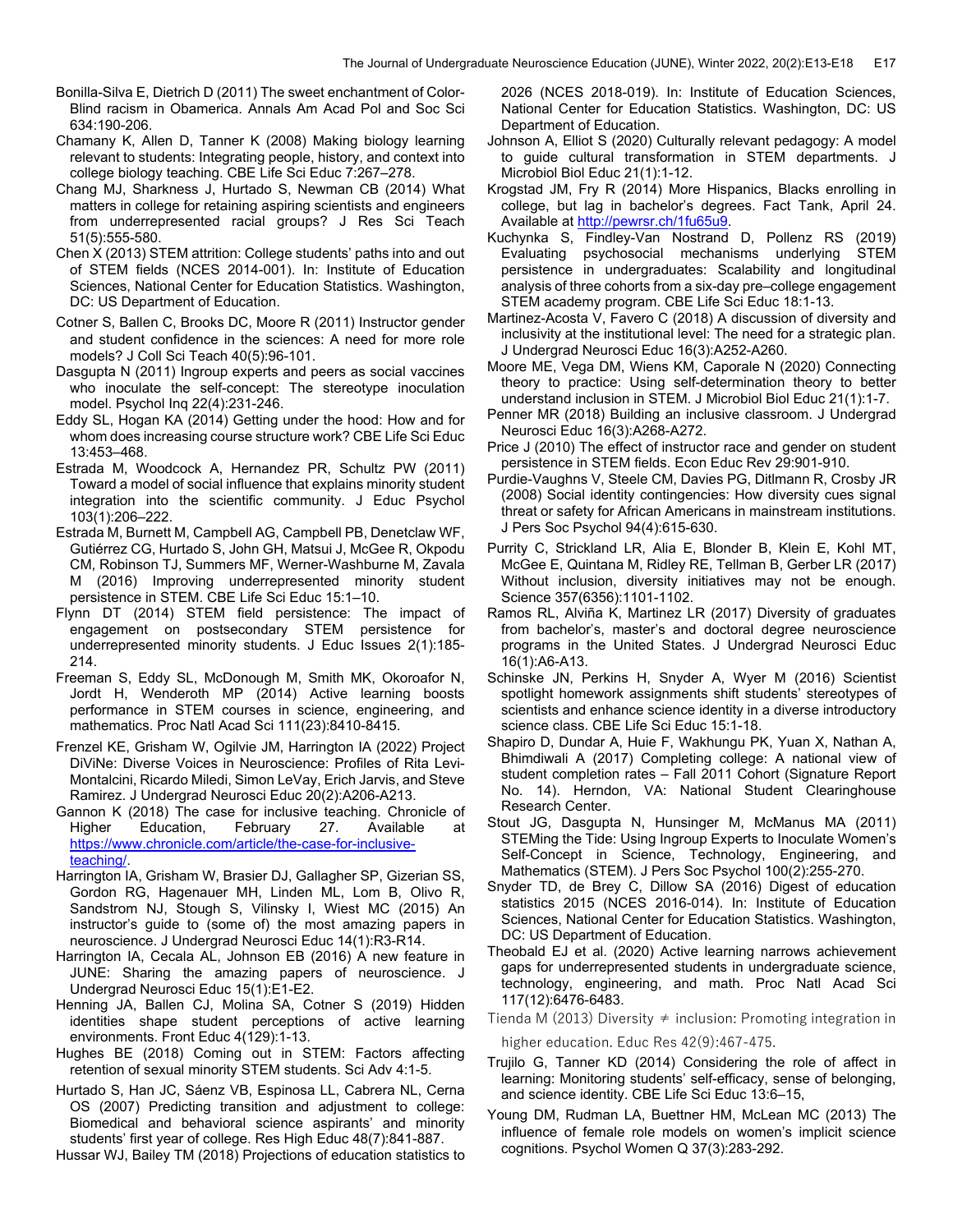Bonilla-Silva E, Dietrich D (2011) The sweet enchantment of Color-Blind racism in Obamerica. Annals Am Acad Pol and Soc Sci 634:190-206.

Chamany K, Allen D, Tanner K (2008) Making biology learning relevant to students: Integrating people, history, and context into college biology teaching. CBE Life Sci Educ 7:267–278.

Chang MJ, Sharkness J, Hurtado S, Newman CB (2014) What matters in college for retaining aspiring scientists and engineers from underrepresented racial groups? J Res Sci Teach 51(5):555-580.

Chen X (2013) STEM attrition: College students' paths into and out of STEM fields (NCES 2014-001). In: Institute of Education Sciences, National Center for Education Statistics. Washington, DC: US Department of Education.

Cotner S, Ballen C, Brooks DC, Moore R (2011) Instructor gender and student confidence in the sciences: A need for more role models? J Coll Sci Teach 40(5):96-101.

Dasgupta N (2011) Ingroup experts and peers as social vaccines who inoculate the self-concept: The stereotype inoculation model. Psychol Inq 22(4):231-246.

Eddy SL, Hogan KA (2014) Getting under the hood: How and for whom does increasing course structure work? CBE Life Sci Educ 13:453–468.

Estrada M, Woodcock A, Hernandez PR, Schultz PW (2011) Toward a model of social influence that explains minority student integration into the scientific community. J Educ Psychol 103(1):206–222.

Estrada M, Burnett M, Campbell AG, Campbell PB, Denetclaw WF, Gutiérrez CG, Hurtado S, John GH, Matsui J, McGee R, Okpodu CM, Robinson TJ, Summers MF, Werner-Washburne M, Zavala M (2016) Improving underrepresented minority student persistence in STEM. CBE Life Sci Educ 15:1–10.

Flynn DT (2014) STEM field persistence: The impact of engagement on postsecondary STEM persistence for underrepresented minority students. J Educ Issues 2(1):185-214.

Freeman S, Eddy SL, McDonough M, Smith MK, Okoroafor N, Jordt H, Wenderoth MP (2014) Active learning boosts performance in STEM courses in science, engineering, and mathematics. Proc Natl Acad Sci 111(23):8410-8415.

Frenzel KE, Grisham W, Ogilvie JM, Harrington IA (2022) Project DiViNe: Diverse Voices in Neuroscience: Profiles of Rita Levi-Montalcini, Ricardo Miledi, Simon LeVay, Erich Jarvis, and Steve Ramirez. J Undergrad Neurosci Educ 20(2):A206-A213.

Gannon K (2018) The case for inclusive teaching. Chronicle of Higher Education, February 27. Available at https://www.chronicle.com/article/the-case-for-inclusive-teaching/.

Harrington IA, Grisham W, Brasier DJ, Gallagher SP, Gizerian SS, Gordon RG, Hagenauer MH, Linden ML, Lom B, Olivo R, Sandstrom NJ, Stough S, Vilinsky I, Wiest MC (2015) An instructor's guide to (some of) the most amazing papers in neuroscience. J Undergrad Neurosci Educ 14(1):R3-R14.

Harrington IA, Cecala AL, Johnson EB (2016) A new feature in JUNE: Sharing the amazing papers of neuroscience. J Undergrad Neurosci Educ 15(1):E1-E2.

Henning JA, Ballen CJ, Molina SA, Cotner S (2019) Hidden identities shape student perceptions of active learning environments. Front Educ 4(129):1-13.

Hughes BE (2018) Coming out in STEM: Factors affecting retention of sexual minority STEM students. Sci Adv 4:1-5.

Hurtado S, Han JC, Sáenz VB, Espinosa LL, Cabrera NL, Cerna OS (2007) Predicting transition and adjustment to college: Biomedical and behavioral science aspirants' and minority students' first year of college. Res High Educ 48(7):841-887.

Hussar WJ, Bailey TM (2018) Projections of education statistics to 2026 (NCES 2018-019). In: Institute of Education Sciences, National Center for Education Statistics. Washington, DC: US Department of Education.

Johnson A, Elliot S (2020) Culturally relevant pedagogy: A model to guide cultural transformation in STEM departments. J Microbiol Biol Educ 21(1):1-12.

Krogstad JM, Fry R (2014) More Hispanics, Blacks enrolling in college, but lag in bachelor's degrees. Fact Tank, April 24. Available at http://pewrsr.ch/1fu65u9.

Kuchynka S, Findley-Van Nostrand D, Pollenz RS (2019) Evaluating psychosocial mechanisms underlying STEM persistence in undergraduates: Scalability and longitudinal analysis of three cohorts from a six-day pre–college engagement STEM academy program. CBE Life Sci Educ 18:1-13.

Martinez-Acosta V, Favero C (2018) A discussion of diversity and inclusivity at the institutional level: The need for a strategic plan. J Undergrad Neurosci Educ 16(3):A252-A260.

Moore ME, Vega DM, Wiens KM, Caporale N (2020) Connecting theory to practice: Using self-determination theory to better understand inclusion in STEM. J Microbiol Biol Educ 21(1):1-7.

Penner MR (2018) Building an inclusive classroom. J Undergrad Neurosci Educ 16(3):A268-A272.

Price J (2010) The effect of instructor race and gender on student persistence in STEM fields. Econ Educ Rev 29:901-910.

Purdie-Vaughns V, Steele CM, Davies PG, Ditlmann R, Crosby JR (2008) Social identity contingencies: How diversity cues signal threat or safety for African Americans in mainstream institutions. J Pers Soc Psychol 94(4):615-630.

Purrity C, Strickland LR, Alia E, Blonder B, Klein E, Kohl MT, McGee E, Quintana M, Ridley RE, Tellman B, Gerber LR (2017) Without inclusion, diversity initiatives may not be enough. Science 357(6356):1101-1102.

Ramos RL, Alviña K, Martinez LR (2017) Diversity of graduates from bachelor's, master's and doctoral degree neuroscience programs in the United States. J Undergrad Neurosci Educ 16(1):A6-A13.

Schinske JN, Perkins H, Snyder A, Wyer M (2016) Scientist spotlight homework assignments shift students' stereotypes of scientists and enhance science identity in a diverse introductory science class. CBE Life Sci Educ 15:1-18.

Shapiro D, Dundar A, Huie F, Wakhungu PK, Yuan X, Nathan A, Bhimdiwali A (2017) Completing college: A national view of student completion rates – Fall 2011 Cohort (Signature Report No. 14). Herndon, VA: National Student Clearinghouse Research Center.

Stout JG, Dasgupta N, Hunsinger M, McManus MA (2011) STEMing the Tide: Using Ingroup Experts to Inoculate Women's Self-Concept in Science, Technology, Engineering, and Mathematics (STEM). J Pers Soc Psychol 100(2):255-270.

Snyder TD, de Brey C, Dillow SA (2016) Digest of education statistics 2015 (NCES 2016-014). In: Institute of Education Sciences, National Center for Education Statistics. Washington, DC: US Department of Education.

Theobald EJ et al. (2020) Active learning narrows achievement gaps for underrepresented students in undergraduate science, technology, engineering, and math. Proc Natl Acad Sci 117(12):6476-6483.

Tienda M (2013) Diversity ≠ inclusion: Promoting integration in higher education. Educ Res 42(9):467-475.

Trujilo G, Tanner KD (2014) Considering the role of affect in learning: Monitoring students' self-efficacy, sense of belonging, and science identity. CBE Life Sci Educ 13:6–15,

Young DM, Rudman LA, Buettner HM, McLean MC (2013) The influence of female role models on women's implicit science cognitions. Psychol Women Q 37(3):283-292.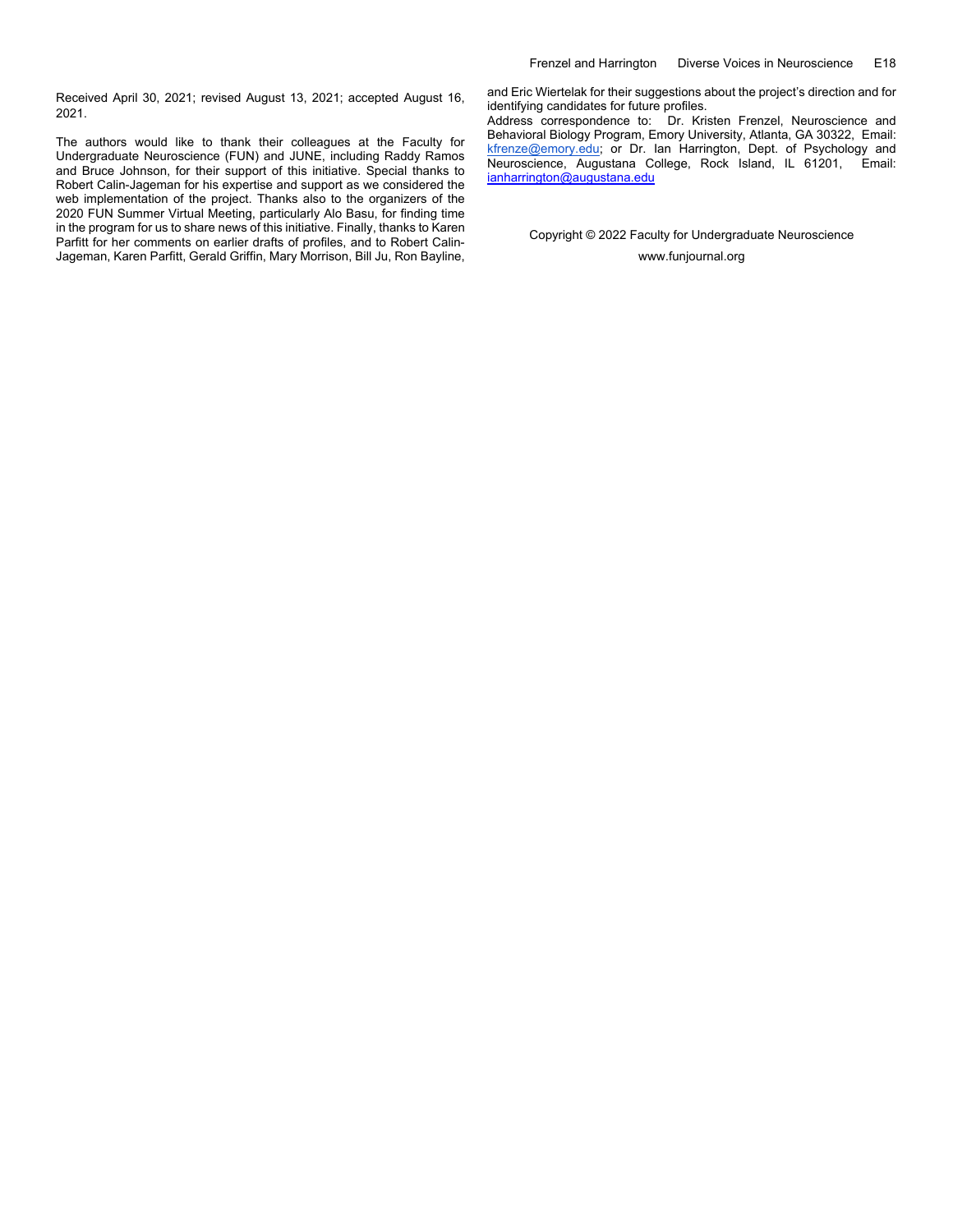Received April 30, 2021; revised August 13, 2021; accepted August 16, 2021.

The authors would like to thank their colleagues at the Faculty for Undergraduate Neuroscience (FUN) and JUNE, including Raddy Ramos and Bruce Johnson, for their support of this initiative. Special thanks to Robert Calin-Jageman for his expertise and support as we considered the web implementation of the project. Thanks also to the organizers of the 2020 FUN Summer Virtual Meeting, particularly Alo Basu, for finding time in the program for us to share news of this initiative. Finally, thanks to Karen Parfitt for her comments on earlier drafts of profiles, and to Robert Calin-Jageman, Karen Parfitt, Gerald Griffin, Mary Morrison, Bill Ju, Ron Bayline, and Eric Wiertelak for their suggestions about the project's direction and for identifying candidates for future profiles.

Address correspondence to: Dr. Kristen Frenzel, Neuroscience and Behavioral Biology Program, Emory University, Atlanta, GA 30322, Email: kfrenze@emory.edu; or Dr. Ian Harrington, Dept. of Psychology and Neuroscience, Augustana College, Rock Island, IL 61201, Email: ianharrington@augustana.edu

Copyright © 2022 Faculty for Undergraduate Neuroscience

www.funjournal.org